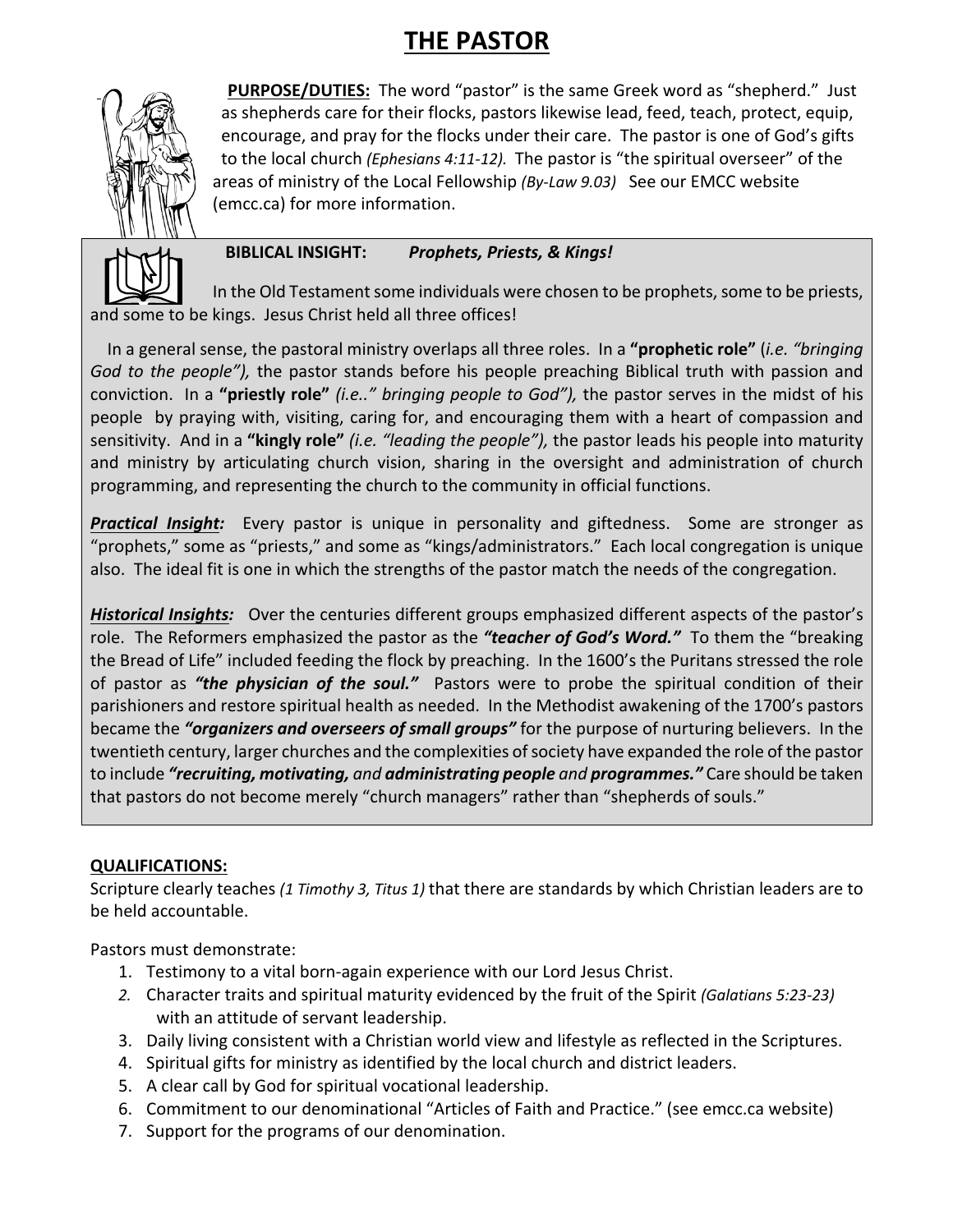# THE PASTOR

**PURPOSE/DUTIES:** The word "pastor" is the same Greek word as "shepherd." Just as shepherds care for their flocks, pastors likewise lead, feed, teach, protect, equip, encourage, and pray for the flocks under their care. The pastor is one of God's gifts to the local church *(Ephesians 4:11-12).* The pastor is "the spiritual overseer" of the areas of ministry of the Local Fellowship *(By-Law 9.03)* See our EMCC website (emcc.ca) for more information.

**BIBLICAL INSIGHT:** ***Prophets, Priests, & Kings!***

In the Old Testament some individuals were chosen to be prophets, some to be priests, and some to be kings. Jesus Christ held all three offices!

In a general sense, the pastoral ministry overlaps all three roles. In a **"prophetic role"** (*i.e. "bringing God to the people"),* the pastor stands before his people preaching Biblical truth with passion and conviction. In a **"priestly role"** *(i.e.." bringing people to God"),* the pastor serves in the midst of his people by praying with, visiting, caring for, and encouraging them with a heart of compassion and sensitivity. And in a **"kingly role"** *(i.e. "leading the people"),* the pastor leads his people into maturity and ministry by articulating church vision, sharing in the oversight and administration of church programming, and representing the church to the community in official functions.

***Practical Insight:*** Every pastor is unique in personality and giftedness. Some are stronger as "prophets," some as "priests," and some as "kings/administrators." Each local congregation is unique also. The ideal fit is one in which the strengths of the pastor match the needs of the congregation.

***Historical Insights:*** Over the centuries different groups emphasized different aspects of the pastor's role. The Reformers emphasized the pastor as the ***"teacher of God's Word."*** To them the "breaking the Bread of Life" included feeding the flock by preaching. In the 1600's the Puritans stressed the role of pastor as ***"the physician of the soul."*** Pastors were to probe the spiritual condition of their parishioners and restore spiritual health as needed. In the Methodist awakening of the 1700's pastors became the ***"organizers and overseers of small groups"*** for the purpose of nurturing believers. In the twentieth century, larger churches and the complexities of society have expanded the role of the pastor to include ***"recruiting, motivating,*** *and* ***administrating people*** *and* ***programmes."*** Care should be taken that pastors do not become merely "church managers" rather than "shepherds of souls."

**QUALIFICATIONS:**

Scripture clearly teaches *(1 Timothy 3, Titus 1)* that there are standards by which Christian leaders are to be held accountable.

Pastors must demonstrate:

1. Testimony to a vital born-again experience with our Lord Jesus Christ.
2. Character traits and spiritual maturity evidenced by the fruit of the Spirit *(Galatians 5:23-23)* with an attitude of servant leadership.
3. Daily living consistent with a Christian world view and lifestyle as reflected in the Scriptures.
4. Spiritual gifts for ministry as identified by the local church and district leaders.
5. A clear call by God for spiritual vocational leadership.
6. Commitment to our denominational "Articles of Faith and Practice." (see emcc.ca website)
7. Support for the programs of our denomination.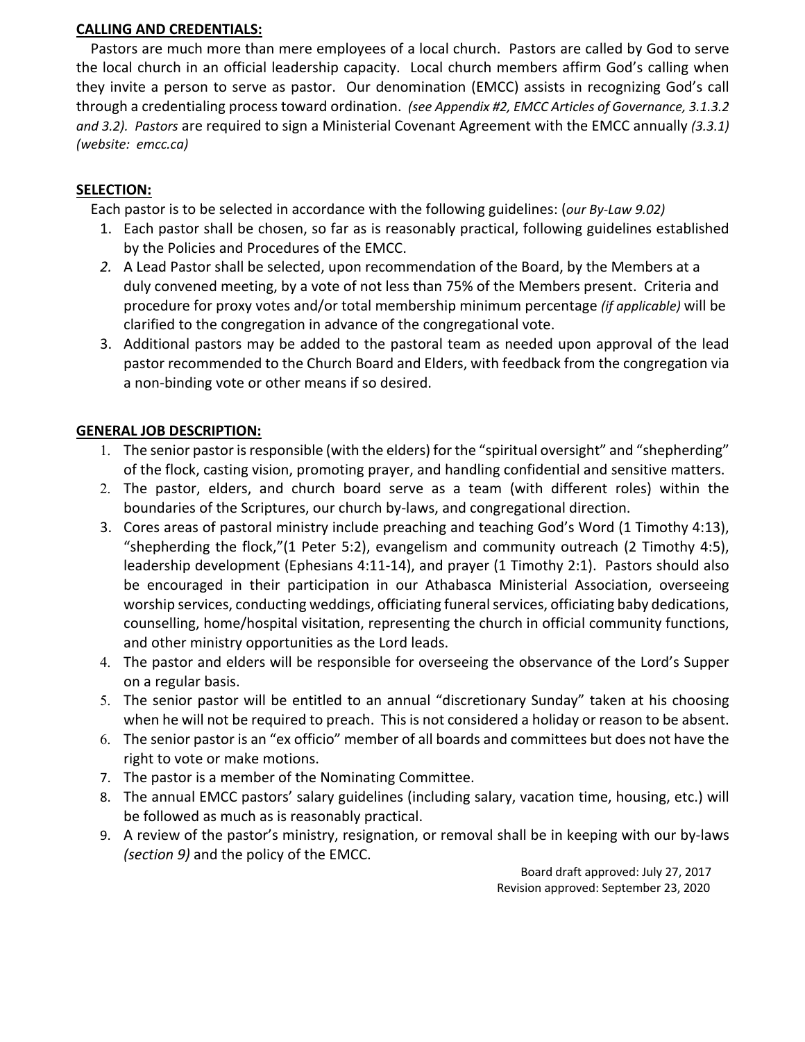**CALLING AND CREDENTIALS:**

Pastors are much more than mere employees of a local church. Pastors are called by God to serve the local church in an official leadership capacity. Local church members affirm God's calling when they invite a person to serve as pastor. Our denomination (EMCC) assists in recognizing God's call through a credentialing process toward ordination. *(see Appendix #2, EMCC Articles of Governance, 3.1.3.2 and 3.2). Pastors* are required to sign a Ministerial Covenant Agreement with the EMCC annually *(3.3.1) (website: emcc.ca)*

**SELECTION:**

Each pastor is to be selected in accordance with the following guidelines: (*our By-Law 9.02)*

1. Each pastor shall be chosen, so far as is reasonably practical, following guidelines established by the Policies and Procedures of the EMCC.
2. A Lead Pastor shall be selected, upon recommendation of the Board, by the Members at a duly convened meeting, by a vote of not less than 75% of the Members present. Criteria and procedure for proxy votes and/or total membership minimum percentage *(if applicable)* will be clarified to the congregation in advance of the congregational vote.
3. Additional pastors may be added to the pastoral team as needed upon approval of the lead pastor recommended to the Church Board and Elders, with feedback from the congregation via a non-binding vote or other means if so desired.

**GENERAL JOB DESCRIPTION:**

1. The senior pastor is responsible (with the elders) for the "spiritual oversight" and "shepherding" of the flock, casting vision, promoting prayer, and handling confidential and sensitive matters.
2. The pastor, elders, and church board serve as a team (with different roles) within the boundaries of the Scriptures, our church by-laws, and congregational direction.
3. Cores areas of pastoral ministry include preaching and teaching God's Word (1 Timothy 4:13), "shepherding the flock,"(1 Peter 5:2), evangelism and community outreach (2 Timothy 4:5), leadership development (Ephesians 4:11-14), and prayer (1 Timothy 2:1). Pastors should also be encouraged in their participation in our Athabasca Ministerial Association, overseeing worship services, conducting weddings, officiating funeral services, officiating baby dedications, counselling, home/hospital visitation, representing the church in official community functions, and other ministry opportunities as the Lord leads.
4. The pastor and elders will be responsible for overseeing the observance of the Lord's Supper on a regular basis.
5. The senior pastor will be entitled to an annual "discretionary Sunday" taken at his choosing when he will not be required to preach. This is not considered a holiday or reason to be absent.
6. The senior pastor is an "ex officio" member of all boards and committees but does not have the right to vote or make motions.
7. The pastor is a member of the Nominating Committee.
8. The annual EMCC pastors' salary guidelines (including salary, vacation time, housing, etc.) will be followed as much as is reasonably practical.
9. A review of the pastor's ministry, resignation, or removal shall be in keeping with our by-laws *(section 9)* and the policy of the EMCC.

Board draft approved: July 27, 2017
Revision approved: September 23, 2020